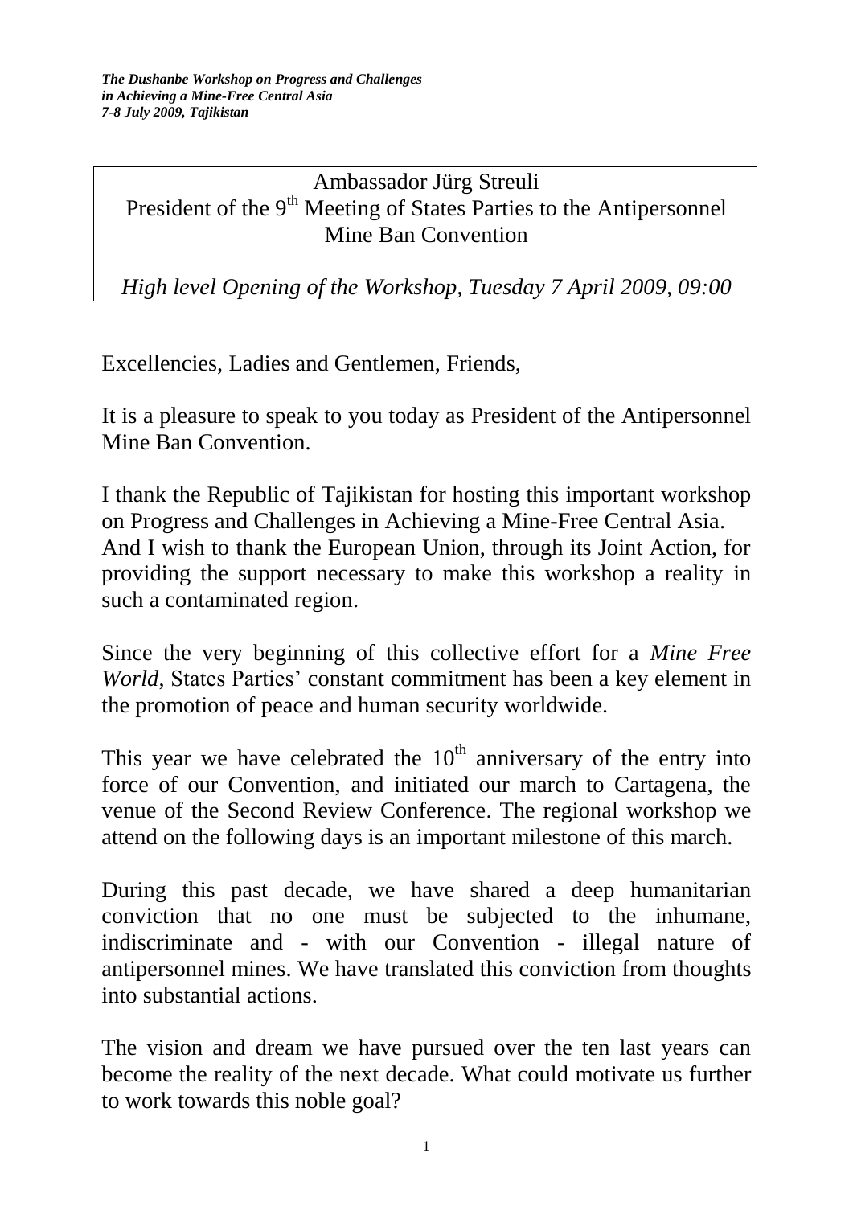*The Dushanbe Workshop on Progress and Challenges in Achieving a Mine-Free Central Asia 7-8 July 2009, Tajikistan*

Ambassador Jürg Streuli
President of the 9th Meeting of States Parties to the Antipersonnel Mine Ban Convention

*High level Opening of the Workshop, Tuesday 7 April 2009, 09:00*

Excellencies, Ladies and Gentlemen, Friends,

It is a pleasure to speak to you today as President of the Antipersonnel Mine Ban Convention.

I thank the Republic of Tajikistan for hosting this important workshop on Progress and Challenges in Achieving a Mine-Free Central Asia. And I wish to thank the European Union, through its Joint Action, for providing the support necessary to make this workshop a reality in such a contaminated region.

Since the very beginning of this collective effort for a *Mine Free World*, States Parties' constant commitment has been a key element in the promotion of peace and human security worldwide.

This year we have celebrated the 10th anniversary of the entry into force of our Convention, and initiated our march to Cartagena, the venue of the Second Review Conference. The regional workshop we attend on the following days is an important milestone of this march.

During this past decade, we have shared a deep humanitarian conviction that no one must be subjected to the inhumane, indiscriminate and - with our Convention - illegal nature of antipersonnel mines. We have translated this conviction from thoughts into substantial actions.

The vision and dream we have pursued over the ten last years can become the reality of the next decade. What could motivate us further to work towards this noble goal?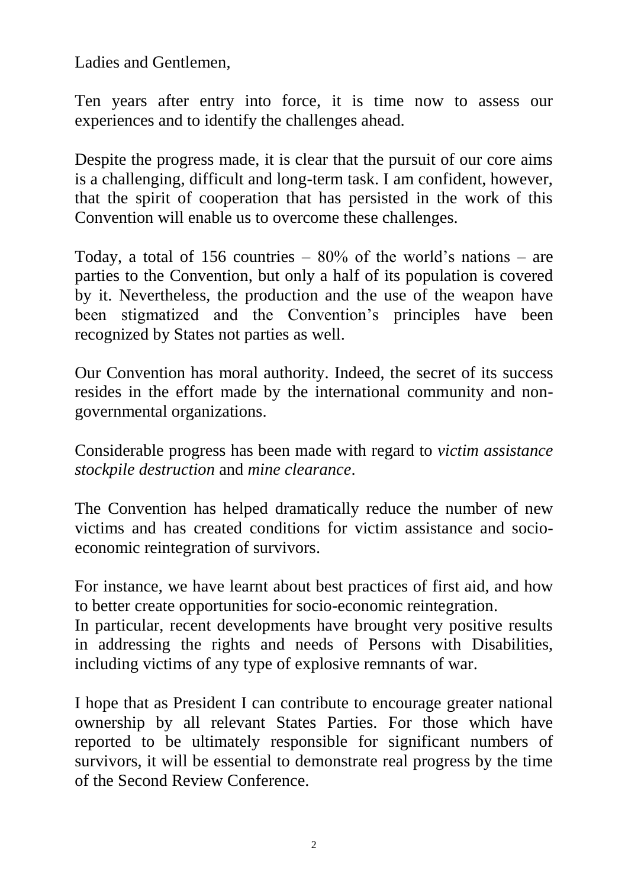Ladies and Gentlemen,

Ten years after entry into force, it is time now to assess our experiences and to identify the challenges ahead.

Despite the progress made, it is clear that the pursuit of our core aims is a challenging, difficult and long-term task. I am confident, however, that the spirit of cooperation that has persisted in the work of this Convention will enable us to overcome these challenges.

Today, a total of 156 countries – 80% of the world's nations – are parties to the Convention, but only a half of its population is covered by it. Nevertheless, the production and the use of the weapon have been stigmatized and the Convention's principles have been recognized by States not parties as well.

Our Convention has moral authority. Indeed, the secret of its success resides in the effort made by the international community and non-governmental organizations.

Considerable progress has been made with regard to *victim assistance stockpile destruction* and *mine clearance*.

The Convention has helped dramatically reduce the number of new victims and has created conditions for victim assistance and socio-economic reintegration of survivors.

For instance, we have learnt about best practices of first aid, and how to better create opportunities for socio-economic reintegration.
In particular, recent developments have brought very positive results in addressing the rights and needs of Persons with Disabilities, including victims of any type of explosive remnants of war.

I hope that as President I can contribute to encourage greater national ownership by all relevant States Parties. For those which have reported to be ultimately responsible for significant numbers of survivors, it will be essential to demonstrate real progress by the time of the Second Review Conference.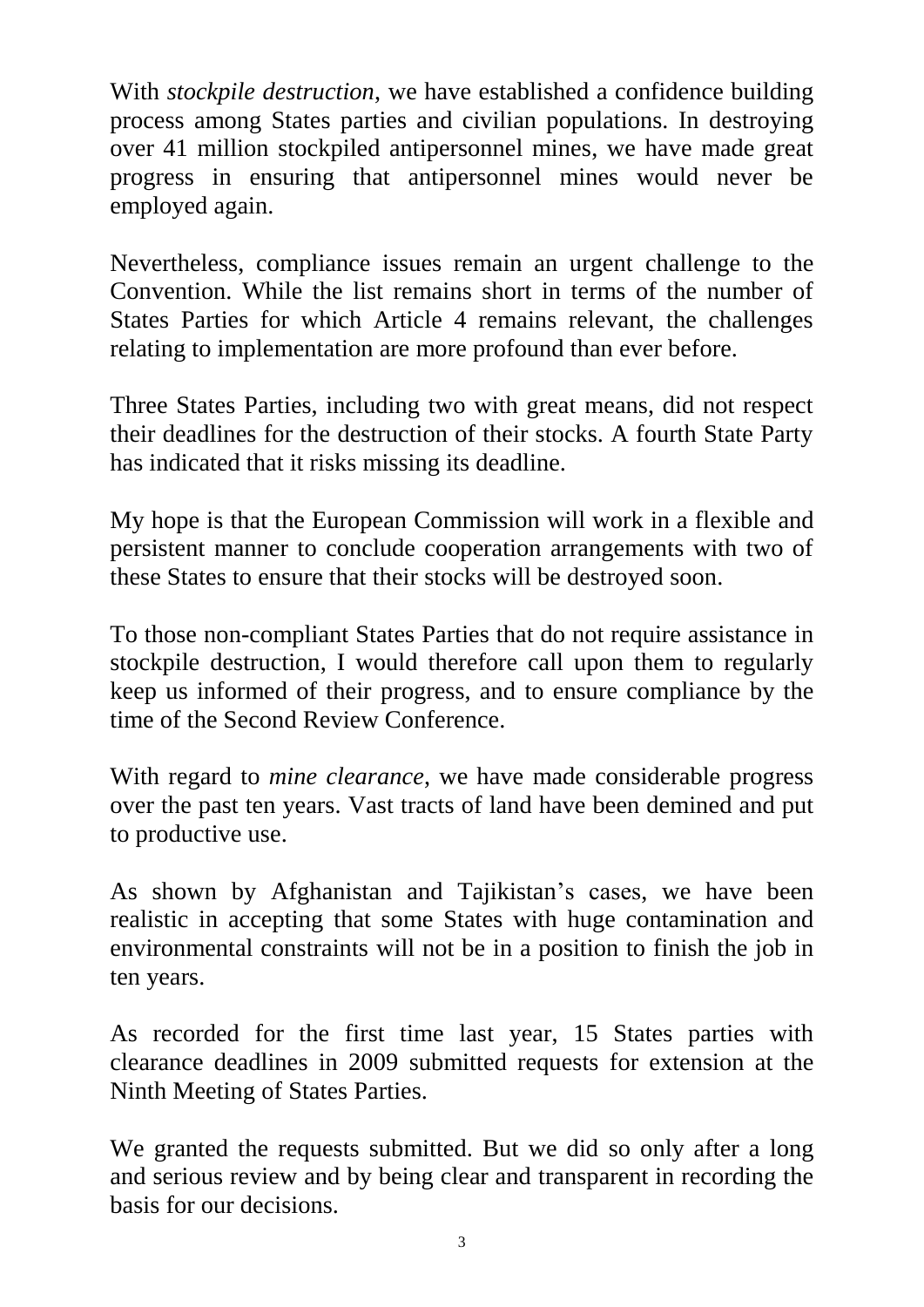With *stockpile destruction*, we have established a confidence building process among States parties and civilian populations. In destroying over 41 million stockpiled antipersonnel mines, we have made great progress in ensuring that antipersonnel mines would never be employed again.

Nevertheless, compliance issues remain an urgent challenge to the Convention. While the list remains short in terms of the number of States Parties for which Article 4 remains relevant, the challenges relating to implementation are more profound than ever before.

Three States Parties, including two with great means, did not respect their deadlines for the destruction of their stocks. A fourth State Party has indicated that it risks missing its deadline.

My hope is that the European Commission will work in a flexible and persistent manner to conclude cooperation arrangements with two of these States to ensure that their stocks will be destroyed soon.

To those non-compliant States Parties that do not require assistance in stockpile destruction, I would therefore call upon them to regularly keep us informed of their progress, and to ensure compliance by the time of the Second Review Conference.

With regard to *mine clearance*, we have made considerable progress over the past ten years. Vast tracts of land have been demined and put to productive use.

As shown by Afghanistan and Tajikistan's cases, we have been realistic in accepting that some States with huge contamination and environmental constraints will not be in a position to finish the job in ten years.

As recorded for the first time last year, 15 States parties with clearance deadlines in 2009 submitted requests for extension at the Ninth Meeting of States Parties.

We granted the requests submitted. But we did so only after a long and serious review and by being clear and transparent in recording the basis for our decisions.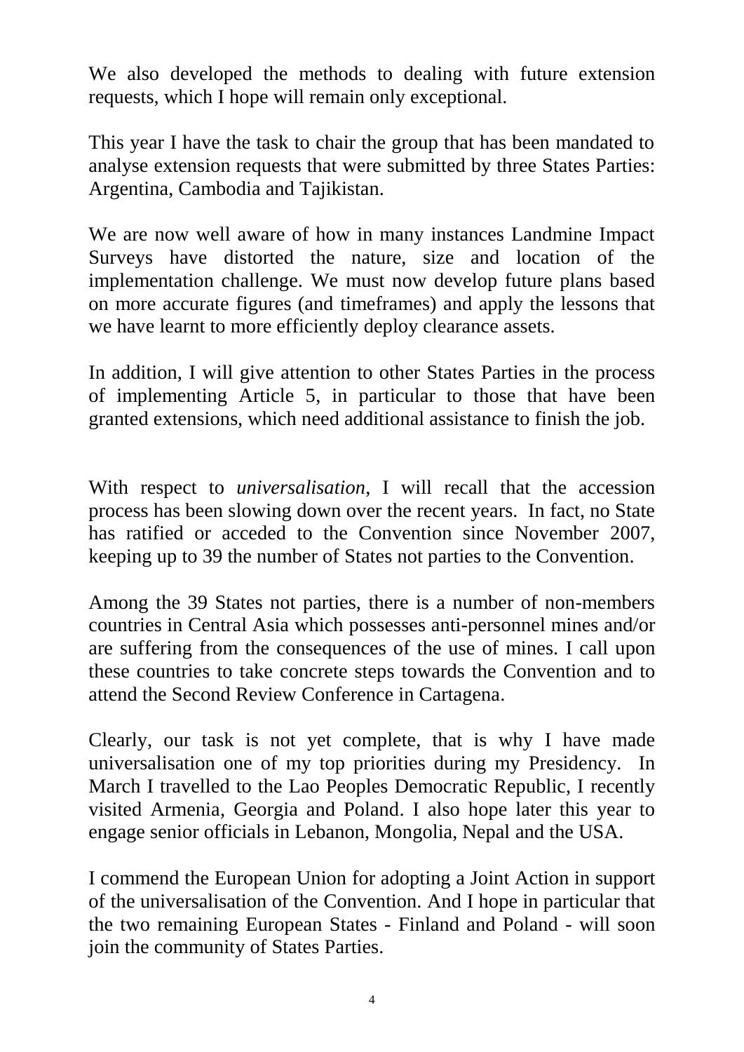We also developed the methods to dealing with future extension requests, which I hope will remain only exceptional.

This year I have the task to chair the group that has been mandated to analyse extension requests that were submitted by three States Parties: Argentina, Cambodia and Tajikistan.

We are now well aware of how in many instances Landmine Impact Surveys have distorted the nature, size and location of the implementation challenge. We must now develop future plans based on more accurate figures (and timeframes) and apply the lessons that we have learnt to more efficiently deploy clearance assets.

In addition, I will give attention to other States Parties in the process of implementing Article 5, in particular to those that have been granted extensions, which need additional assistance to finish the job.

With respect to *universalisation*, I will recall that the accession process has been slowing down over the recent years. In fact, no State has ratified or acceded to the Convention since November 2007, keeping up to 39 the number of States not parties to the Convention.

Among the 39 States not parties, there is a number of non-members countries in Central Asia which possesses anti-personnel mines and/or are suffering from the consequences of the use of mines. I call upon these countries to take concrete steps towards the Convention and to attend the Second Review Conference in Cartagena.

Clearly, our task is not yet complete, that is why I have made universalisation one of my top priorities during my Presidency. In March I travelled to the Lao Peoples Democratic Republic, I recently visited Armenia, Georgia and Poland. I also hope later this year to engage senior officials in Lebanon, Mongolia, Nepal and the USA.

I commend the European Union for adopting a Joint Action in support of the universalisation of the Convention. And I hope in particular that the two remaining European States - Finland and Poland - will soon join the community of States Parties.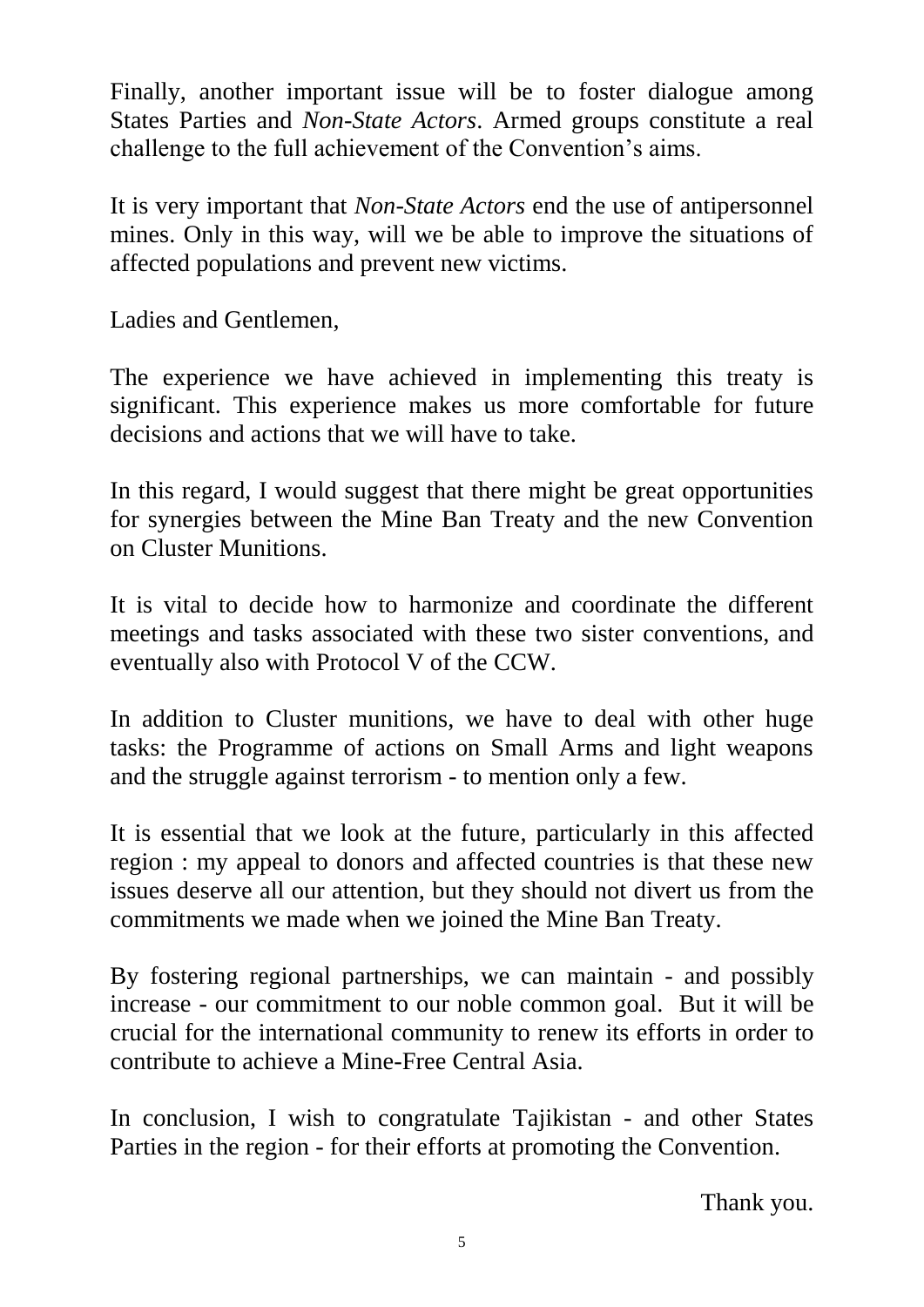Finally, another important issue will be to foster dialogue among States Parties and *Non-State Actors*. Armed groups constitute a real challenge to the full achievement of the Convention's aims.

It is very important that *Non-State Actors* end the use of antipersonnel mines. Only in this way, will we be able to improve the situations of affected populations and prevent new victims.

Ladies and Gentlemen,

The experience we have achieved in implementing this treaty is significant. This experience makes us more comfortable for future decisions and actions that we will have to take.

In this regard, I would suggest that there might be great opportunities for synergies between the Mine Ban Treaty and the new Convention on Cluster Munitions.

It is vital to decide how to harmonize and coordinate the different meetings and tasks associated with these two sister conventions, and eventually also with Protocol V of the CCW.

In addition to Cluster munitions, we have to deal with other huge tasks: the Programme of actions on Small Arms and light weapons and the struggle against terrorism - to mention only a few.

It is essential that we look at the future, particularly in this affected region : my appeal to donors and affected countries is that these new issues deserve all our attention, but they should not divert us from the commitments we made when we joined the Mine Ban Treaty.

By fostering regional partnerships, we can maintain - and possibly increase - our commitment to our noble common goal. But it will be crucial for the international community to renew its efforts in order to contribute to achieve a Mine-Free Central Asia.

In conclusion, I wish to congratulate Tajikistan - and other States Parties in the region - for their efforts at promoting the Convention.

Thank you.